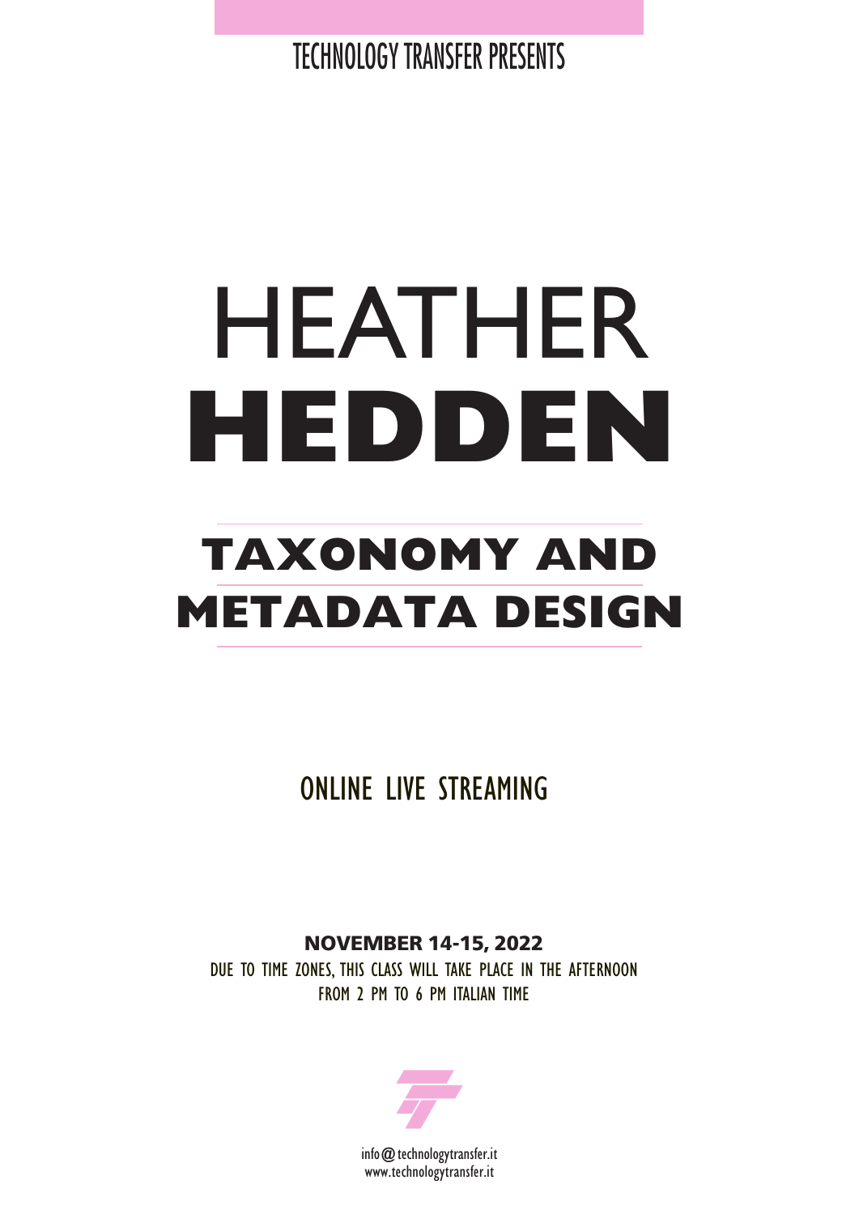TECHNOLOGY TRANSFER PRESENTS

# HEATHER **HEDDEN**

## TAXONOMY AND METADATA DESIGN

ONLINE LIVE STREAMING

**NOVEMBER 14-15, 2022**

DUE TO TIME ZONES, THIS CLASS WILL TAKE PLACE IN THE AFTERNOON
FROM 2 PM TO 6 PM ITALIAN TIME

info@technologytransfer.it
www.technologytransfer.it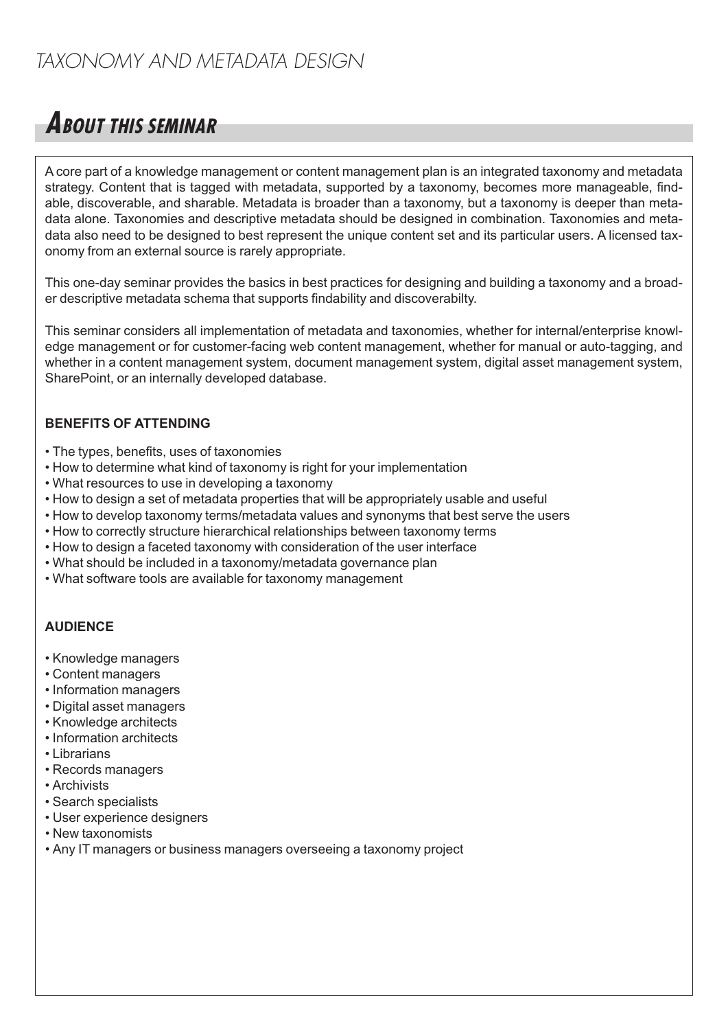# TAXONOMY AND METADATA DESIGN

## ABOUT THIS SEMINAR

A core part of a knowledge management or content management plan is an integrated taxonomy and metadata strategy. Content that is tagged with metadata, supported by a taxonomy, becomes more manageable, findable, discoverable, and sharable. Metadata is broader than a taxonomy, but a taxonomy is deeper than metadata alone. Taxonomies and descriptive metadata should be designed in combination. Taxonomies and metadata also need to be designed to best represent the unique content set and its particular users. A licensed taxonomy from an external source is rarely appropriate.

This one-day seminar provides the basics in best practices for designing and building a taxonomy and a broader descriptive metadata schema that supports findability and discoverabilty.

This seminar considers all implementation of metadata and taxonomies, whether for internal/enterprise knowledge management or for customer-facing web content management, whether for manual or auto-tagging, and whether in a content management system, document management system, digital asset management system, SharePoint, or an internally developed database.

**BENEFITS OF ATTENDING**

- The types, benefits, uses of taxonomies
- How to determine what kind of taxonomy is right for your implementation
- What resources to use in developing a taxonomy
- How to design a set of metadata properties that will be appropriately usable and useful
- How to develop taxonomy terms/metadata values and synonyms that best serve the users
- How to correctly structure hierarchical relationships between taxonomy terms
- How to design a faceted taxonomy with consideration of the user interface
- What should be included in a taxonomy/metadata governance plan
- What software tools are available for taxonomy management

**AUDIENCE**

- Knowledge managers
- Content managers
- Information managers
- Digital asset managers
- Knowledge architects
- Information architects
- Librarians
- Records managers
- Archivists
- Search specialists
- User experience designers
- New taxonomists
- Any IT managers or business managers overseeing a taxonomy project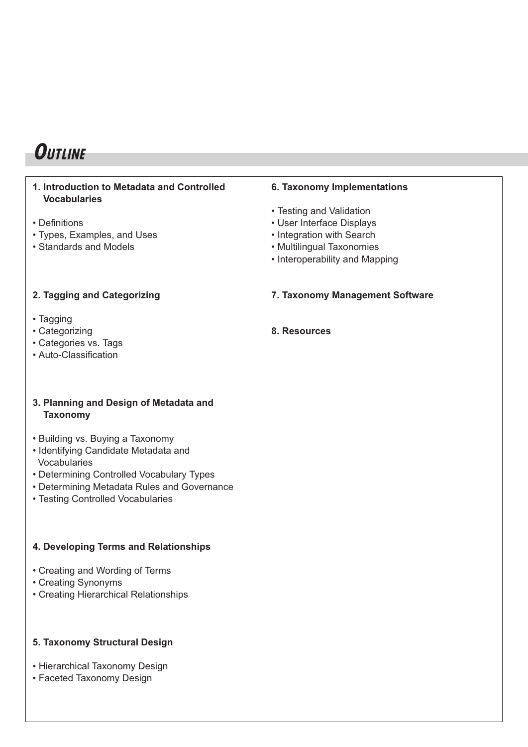# Outline

**1. Introduction to Metadata and Controlled Vocabularies**

- Definitions
- Types, Examples, and Uses
- Standards and Models

**2. Tagging and Categorizing**

- Tagging
- Categorizing
- Categories vs. Tags
- Auto-Classification

**3. Planning and Design of Metadata and Taxonomy**

- Building vs. Buying a Taxonomy
- Identifying Candidate Metadata and Vocabularies
- Determining Controlled Vocabulary Types
- Determining Metadata Rules and Governance
- Testing Controlled Vocabularies

**4. Developing Terms and Relationships**

- Creating and Wording of Terms
- Creating Synonyms
- Creating Hierarchical Relationships

**5. Taxonomy Structural Design**

- Hierarchical Taxonomy Design
- Faceted Taxonomy Design

**6. Taxonomy Implementations**

- Testing and Validation
- User Interface Displays
- Integration with Search
- Multilingual Taxonomies
- Interoperability and Mapping

**7. Taxonomy Management Software**

**8. Resources**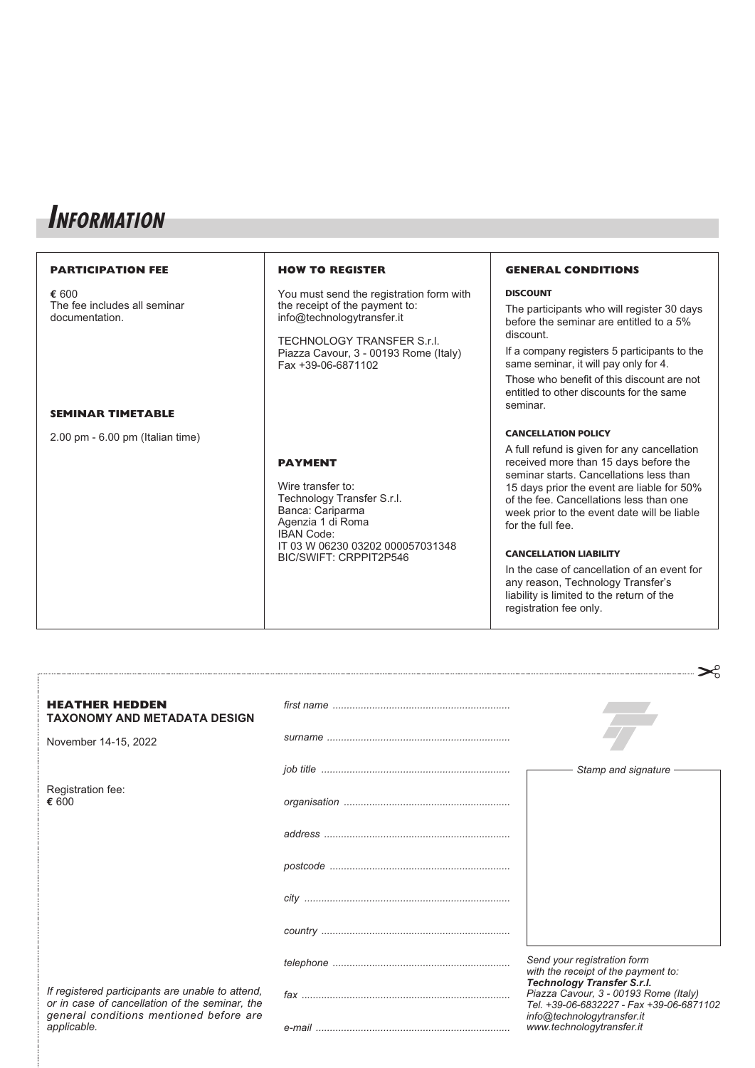# Information

### PARTICIPATION FEE

€ 600
The fee includes all seminar documentation.

### SEMINAR TIMETABLE

2.00 pm - 6.00 pm (Italian time)

### HOW TO REGISTER

You must send the registration form with the receipt of the payment to:
info@technologytransfer.it

TECHNOLOGY TRANSFER S.r.l.
Piazza Cavour, 3 - 00193 Rome (Italy)
Fax +39-06-6871102

### PAYMENT

Wire transfer to:
Technology Transfer S.r.l.
Banca: Cariparma
Agenzia 1 di Roma
IBAN Code:
IT 03 W 06230 03202 000057031348
BIC/SWIFT: CRPPIT2P546

### GENERAL CONDITIONS

**DISCOUNT**

The participants who will register 30 days before the seminar are entitled to a 5% discount.

If a company registers 5 participants to the same seminar, it will pay only for 4.

Those who benefit of this discount are not entitled to other discounts for the same seminar.

**CANCELLATION POLICY**

A full refund is given for any cancellation received more than 15 days before the seminar starts. Cancellations less than 15 days prior the event are liable for 50% of the fee. Cancellations less than one week prior to the event date will be liable for the full fee.

**CANCELLATION LIABILITY**

In the case of cancellation of an event for any reason, Technology Transfer's liability is limited to the return of the registration fee only.

---

**HEATHER HEDDEN**
**TAXONOMY AND METADATA DESIGN**

November 14-15, 2022

Registration fee:
€ 600

*first name* ..............................................................

*surname* ..............................................................

*job title* ..............................................................

*organisation* ..............................................................

*address* ..............................................................

*postcode* ..............................................................

*city* ..............................................................

*country* ..............................................................

*telephone* ..............................................................

*fax* ..............................................................

*e-mail* ..............................................................

*Stamp and signature*

*If registered participants are unable to attend, or in case of cancellation of the seminar, the general conditions mentioned before are applicable.*

*Send your registration form with the receipt of the payment to:*
***Technology Transfer S.r.l.***
*Piazza Cavour, 3 - 00193 Rome (Italy)*
*Tel. +39-06-6832227 - Fax +39-06-6871102*
*info@technologytransfer.it*
*www.technologytransfer.it*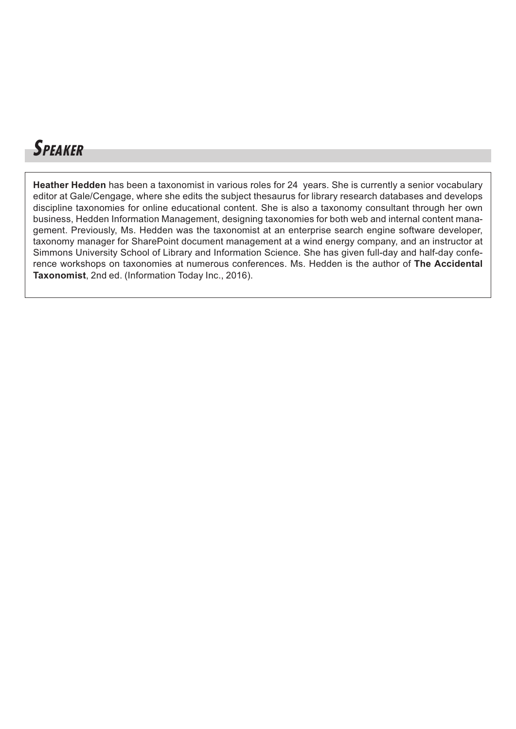## SPEAKER

**Heather Hedden** has been a taxonomist in various roles for 24 years. She is currently a senior vocabulary editor at Gale/Cengage, where she edits the subject thesaurus for library research databases and develops discipline taxonomies for online educational content. She is also a taxonomy consultant through her own business, Hedden Information Management, designing taxonomies for both web and internal content management. Previously, Ms. Hedden was the taxonomist at an enterprise search engine software developer, taxonomy manager for SharePoint document management at a wind energy company, and an instructor at Simmons University School of Library and Information Science. She has given full-day and half-day conference workshops on taxonomies at numerous conferences. Ms. Hedden is the author of **The Accidental Taxonomist**, 2nd ed. (Information Today Inc., 2016).